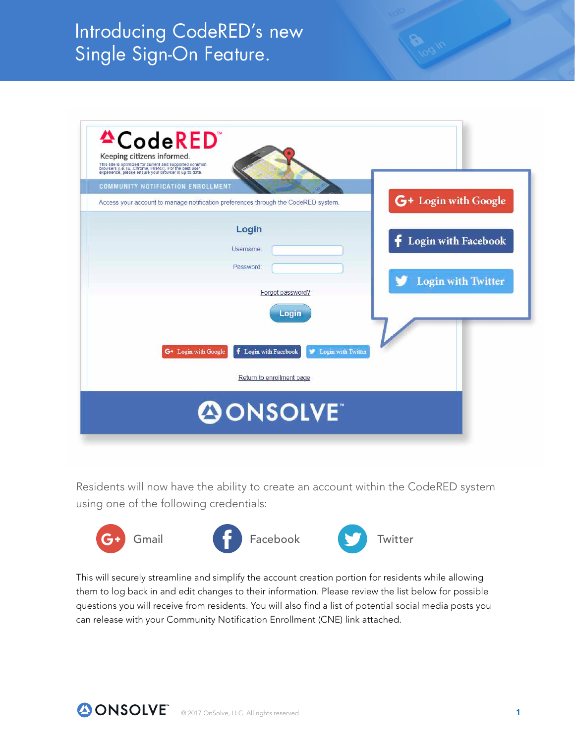# Introducing CodeRED's new Single Sign-On Feature.

Residents will now have the ability to create an account within the CodeRED system using one of the following credentials:

- Gmail
- Facebook
- Twitter

This will securely streamline and simplify the account creation portion for residents while allowing them to log back in and edit changes to their information. Please review the list below for possible questions you will receive from residents. You will also find a list of potential social media posts you can release with your Community Notification Enrollment (CNE) link attached.

@ 2017 OnSolve, LLC. All rights reserved.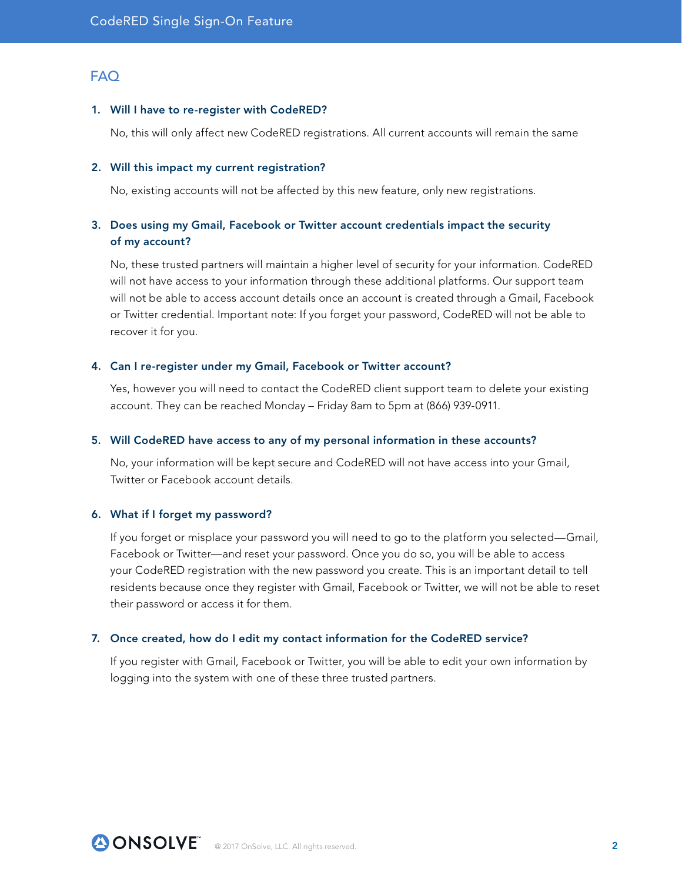## FAQ

1. **Will I have to re-register with CodeRED?**

   No, this will only affect new CodeRED registrations. All current accounts will remain the same

2. **Will this impact my current registration?**

   No, existing accounts will not be affected by this new feature, only new registrations.

3. **Does using my Gmail, Facebook or Twitter account credentials impact the security of my account?**

   No, these trusted partners will maintain a higher level of security for your information. CodeRED will not have access to your information through these additional platforms. Our support team will not be able to access account details once an account is created through a Gmail, Facebook or Twitter credential. Important note: If you forget your password, CodeRED will not be able to recover it for you.

4. **Can I re-register under my Gmail, Facebook or Twitter account?**

   Yes, however you will need to contact the CodeRED client support team to delete your existing account. They can be reached Monday – Friday 8am to 5pm at (866) 939-0911.

5. **Will CodeRED have access to any of my personal information in these accounts?**

   No, your information will be kept secure and CodeRED will not have access into your Gmail, Twitter or Facebook account details.

6. **What if I forget my password?**

   If you forget or misplace your password you will need to go to the platform you selected—Gmail, Facebook or Twitter—and reset your password. Once you do so, you will be able to access your CodeRED registration with the new password you create. This is an important detail to tell residents because once they register with Gmail, Facebook or Twitter, we will not be able to reset their password or access it for them.

7. **Once created, how do I edit my contact information for the CodeRED service?**

   If you register with Gmail, Facebook or Twitter, you will be able to edit your own information by logging into the system with one of these three trusted partners.

@ 2017 OnSolve, LLC. All rights reserved.